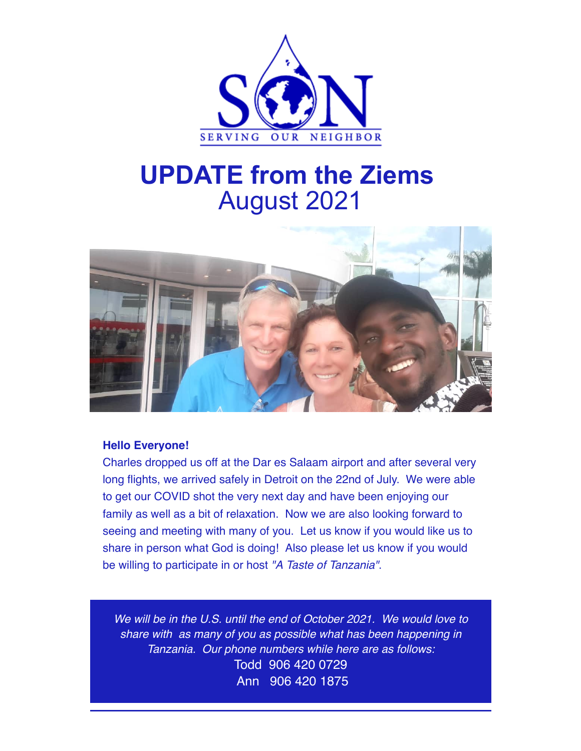SERVING OUR NEIGHBOR

# UPDATE from the Ziems

## August 2021

**Hello Everyone!**

Charles dropped us off at the Dar es Salaam airport and after several very long flights, we arrived safely in Detroit on the 22nd of July. We were able to get our COVID shot the very next day and have been enjoying our family as well as a bit of relaxation. Now we are also looking forward to seeing and meeting with many of you. Let us know if you would like us to share in person what God is doing! Also please let us know if you would be willing to participate in or host *"A Taste of Tanzania"*.

*We will be in the U.S. until the end of October 2021. We would love to share with as many of you as possible what has been happening in Tanzania. Our phone numbers while here are as follows:*

Todd 906 420 0729

Ann 906 420 1875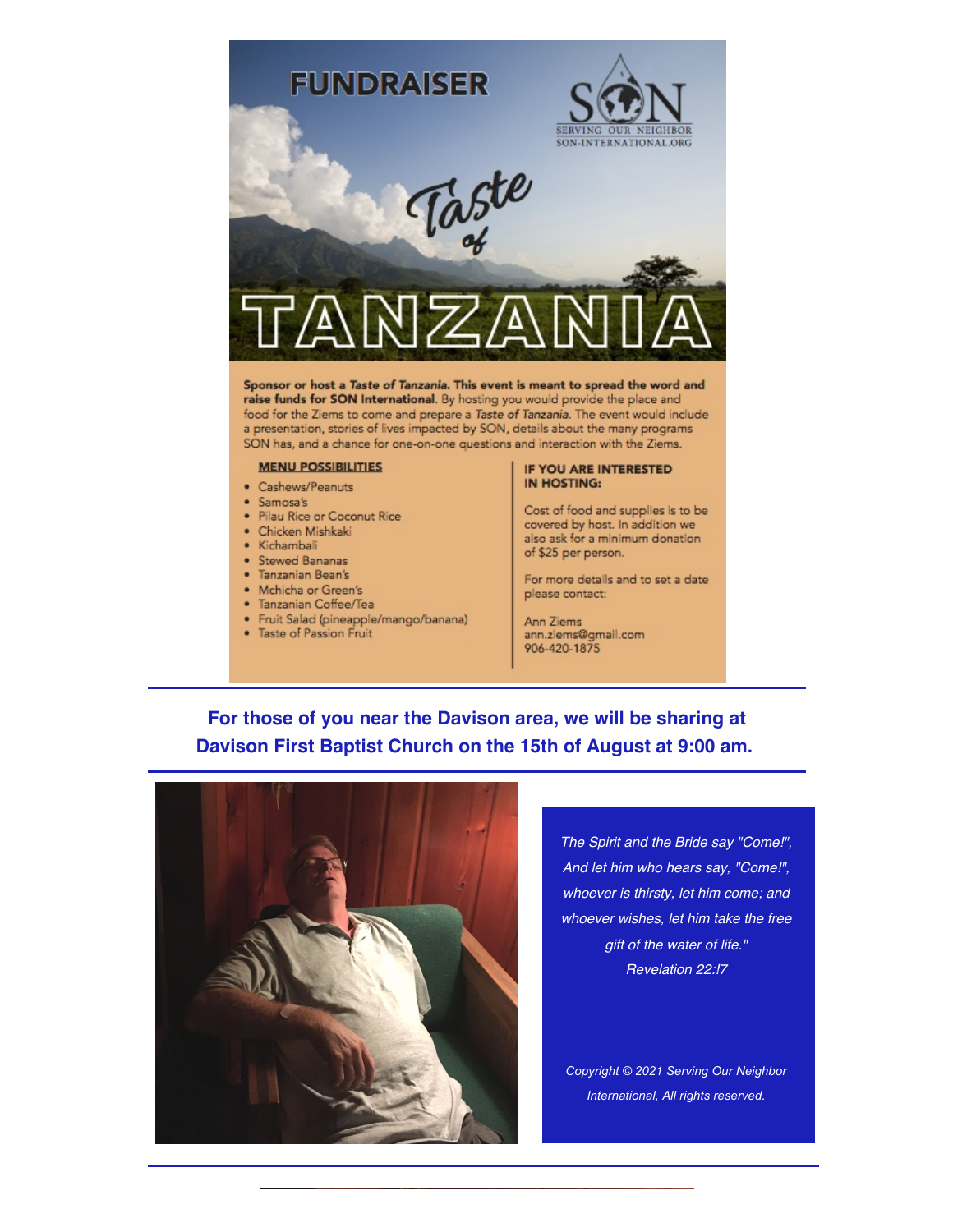# FUNDRAISER

SERVING OUR NEIGHBOR
SON-INTERNATIONAL.ORG

## Taste of TANZANIA

**Sponsor or host a *Taste of Tanzania*. This event is meant to spread the word and raise funds for SON International**. By hosting you would provide the place and food for the Ziems to come and prepare a *Taste of Tanzania*. The event would include a presentation, stories of lives impacted by SON, details about the many programs SON has, and a chance for one-on-one questions and interaction with the Ziems.

**MENU POSSIBILITIES**

- Cashews/Peanuts
- Samosa's
- Pilau Rice or Coconut Rice
- Chicken Mishkaki
- Kichambali
- Stewed Bananas
- Tanzanian Bean's
- Mchicha or Green's
- Tanzanian Coffee/Tea
- Fruit Salad (pineapple/mango/banana)
- Taste of Passion Fruit

**IF YOU ARE INTERESTED IN HOSTING:**

Cost of food and supplies is to be covered by host. In addition we also ask for a minimum donation of $25 per person.

For more details and to set a date please contact:

Ann Ziems
ann.ziems@gmail.com
906-420-1875

---

**For those of you near the Davison area, we will be sharing at Davison First Baptist Church on the 15th of August at 9:00 am.**

---

*The Spirit and the Bride say "Come!", And let him who hears say, "Come!", whoever is thirsty, let him come; and whoever wishes, let him take the free gift of the water of life."*
*Revelation 22:!7*

*Copyright © 2021 Serving Our Neighbor International, All rights reserved.*